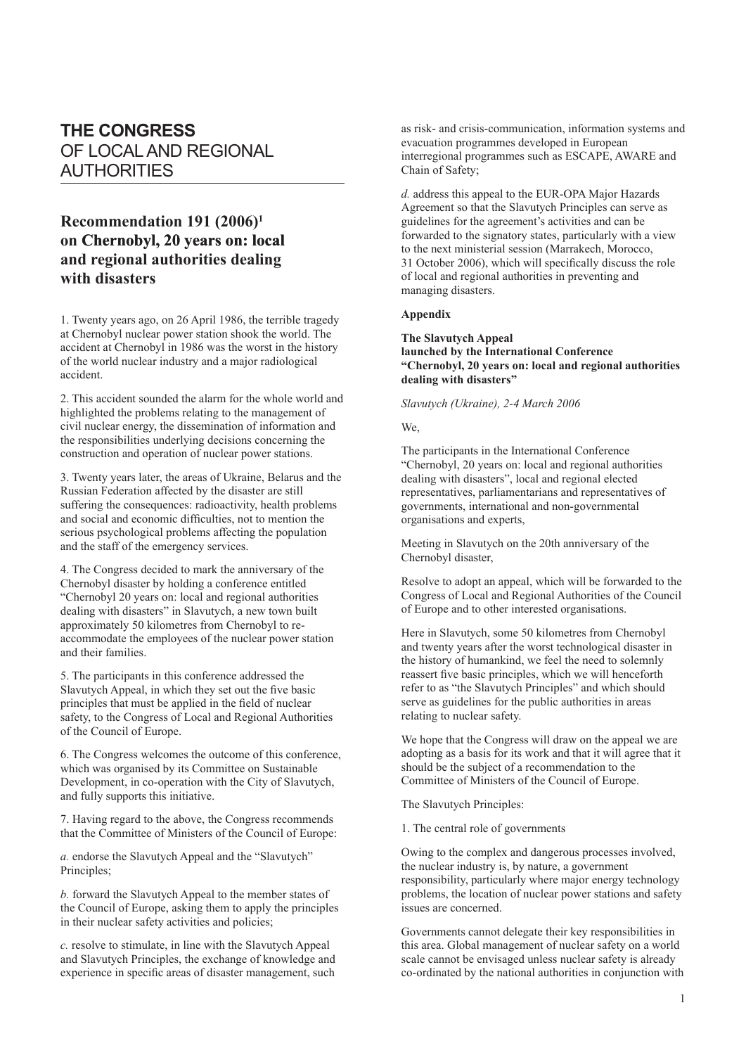# THE CONGRESS OF LOCAL AND REGIONAL AUTHORITIES

## Recommendation 191 (2006)[1] on Chernobyl, 20 years on: local and regional authorities dealing with disasters

1. Twenty years ago, on 26 April 1986, the terrible tragedy at Chernobyl nuclear power station shook the world. The accident at Chernobyl in 1986 was the worst in the history of the world nuclear industry and a major radiological accident.

2. This accident sounded the alarm for the whole world and highlighted the problems relating to the management of civil nuclear energy, the dissemination of information and the responsibilities underlying decisions concerning the construction and operation of nuclear power stations.

3. Twenty years later, the areas of Ukraine, Belarus and the Russian Federation affected by the disaster are still suffering the consequences: radioactivity, health problems and social and economic difficulties, not to mention the serious psychological problems affecting the population and the staff of the emergency services.

4. The Congress decided to mark the anniversary of the Chernobyl disaster by holding a conference entitled "Chernobyl 20 years on: local and regional authorities dealing with disasters" in Slavutych, a new town built approximately 50 kilometres from Chernobyl to re-accommodate the employees of the nuclear power station and their families.

5. The participants in this conference addressed the Slavutych Appeal, in which they set out the five basic principles that must be applied in the field of nuclear safety, to the Congress of Local and Regional Authorities of the Council of Europe.

6. The Congress welcomes the outcome of this conference, which was organised by its Committee on Sustainable Development, in co-operation with the City of Slavutych, and fully supports this initiative.

7. Having regard to the above, the Congress recommends that the Committee of Ministers of the Council of Europe:

*a.* endorse the Slavutych Appeal and the "Slavutych" Principles;

*b.* forward the Slavutych Appeal to the member states of the Council of Europe, asking them to apply the principles in their nuclear safety activities and policies;

*c.* resolve to stimulate, in line with the Slavutych Appeal and Slavutych Principles, the exchange of knowledge and experience in specific areas of disaster management, such as risk- and crisis-communication, information systems and evacuation programmes developed in European interregional programmes such as ESCAPE, AWARE and Chain of Safety;

*d.* address this appeal to the EUR-OPA Major Hazards Agreement so that the Slavutych Principles can serve as guidelines for the agreement's activities and can be forwarded to the signatory states, particularly with a view to the next ministerial session (Marrakech, Morocco, 31 October 2006), which will specifically discuss the role of local and regional authorities in preventing and managing disasters.

**Appendix**

**The Slavutych Appeal launched by the International Conference "Chernobyl, 20 years on: local and regional authorities dealing with disasters"**

*Slavutych (Ukraine), 2-4 March 2006*

We,

The participants in the International Conference "Chernobyl, 20 years on: local and regional authorities dealing with disasters", local and regional elected representatives, parliamentarians and representatives of governments, international and non-governmental organisations and experts,

Meeting in Slavutych on the 20th anniversary of the Chernobyl disaster,

Resolve to adopt an appeal, which will be forwarded to the Congress of Local and Regional Authorities of the Council of Europe and to other interested organisations.

Here in Slavutych, some 50 kilometres from Chernobyl and twenty years after the worst technological disaster in the history of humankind, we feel the need to solemnly reassert five basic principles, which we will henceforth refer to as "the Slavutych Principles" and which should serve as guidelines for the public authorities in areas relating to nuclear safety.

We hope that the Congress will draw on the appeal we are adopting as a basis for its work and that it will agree that it should be the subject of a recommendation to the Committee of Ministers of the Council of Europe.

The Slavutych Principles:

1. The central role of governments

Owing to the complex and dangerous processes involved, the nuclear industry is, by nature, a government responsibility, particularly where major energy technology problems, the location of nuclear power stations and safety issues are concerned.

Governments cannot delegate their key responsibilities in this area. Global management of nuclear safety on a world scale cannot be envisaged unless nuclear safety is already co-ordinated by the national authorities in conjunction with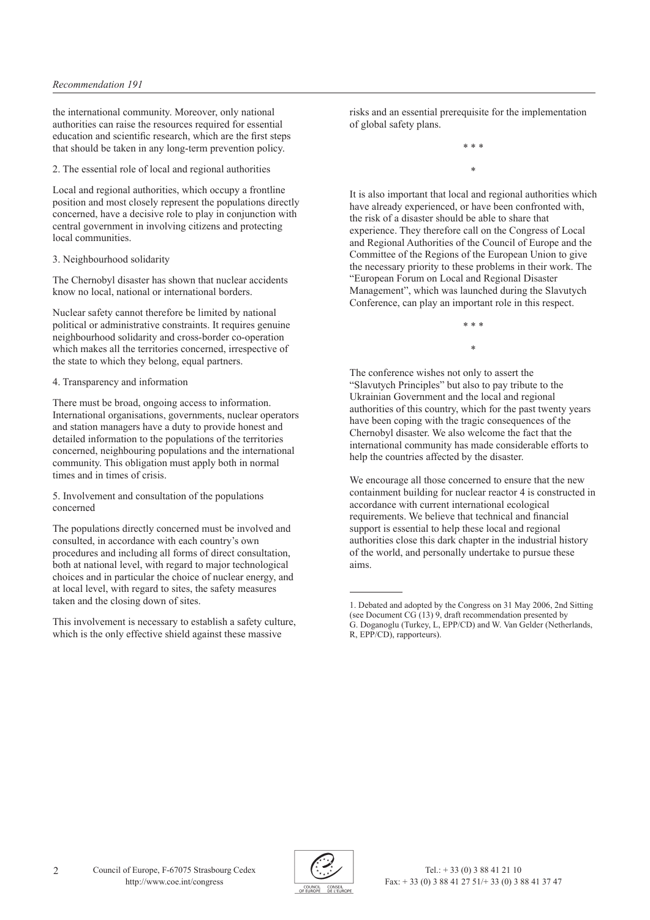the international community. Moreover, only national authorities can raise the resources required for essential education and scientific research, which are the first steps that should be taken in any long-term prevention policy.

2. The essential role of local and regional authorities

Local and regional authorities, which occupy a frontline position and most closely represent the populations directly concerned, have a decisive role to play in conjunction with central government in involving citizens and protecting local communities.

3. Neighbourhood solidarity

The Chernobyl disaster has shown that nuclear accidents know no local, national or international borders.

Nuclear safety cannot therefore be limited by national political or administrative constraints. It requires genuine neighbourhood solidarity and cross-border co-operation which makes all the territories concerned, irrespective of the state to which they belong, equal partners.

4. Transparency and information

There must be broad, ongoing access to information. International organisations, governments, nuclear operators and station managers have a duty to provide honest and detailed information to the populations of the territories concerned, neighbouring populations and the international community. This obligation must apply both in normal times and in times of crisis.

5. Involvement and consultation of the populations concerned

The populations directly concerned must be involved and consulted, in accordance with each country's own procedures and including all forms of direct consultation, both at national level, with regard to major technological choices and in particular the choice of nuclear energy, and at local level, with regard to sites, the safety measures taken and the closing down of sites.

This involvement is necessary to establish a safety culture, which is the only effective shield against these massive risks and an essential prerequisite for the implementation of global safety plans.

\* \* \*

\*

It is also important that local and regional authorities which have already experienced, or have been confronted with, the risk of a disaster should be able to share that experience. They therefore call on the Congress of Local and Regional Authorities of the Council of Europe and the Committee of the Regions of the European Union to give the necessary priority to these problems in their work. The "European Forum on Local and Regional Disaster Management", which was launched during the Slavutych Conference, can play an important role in this respect.

\* \* \*

\*

The conference wishes not only to assert the "Slavutych Principles" but also to pay tribute to the Ukrainian Government and the local and regional authorities of this country, which for the past twenty years have been coping with the tragic consequences of the Chernobyl disaster. We also welcome the fact that the international community has made considerable efforts to help the countries affected by the disaster.

We encourage all those concerned to ensure that the new containment building for nuclear reactor 4 is constructed in accordance with current international ecological requirements. We believe that technical and financial support is essential to help these local and regional authorities close this dark chapter in the industrial history of the world, and personally undertake to pursue these aims.

---

1. Debated and adopted by the Congress on 31 May 2006, 2nd Sitting (see Document CG (13) 9, draft recommendation presented by G. Doganoglu (Turkey, L, EPP/CD) and W. Van Gelder (Netherlands, R, EPP/CD), rapporteurs).